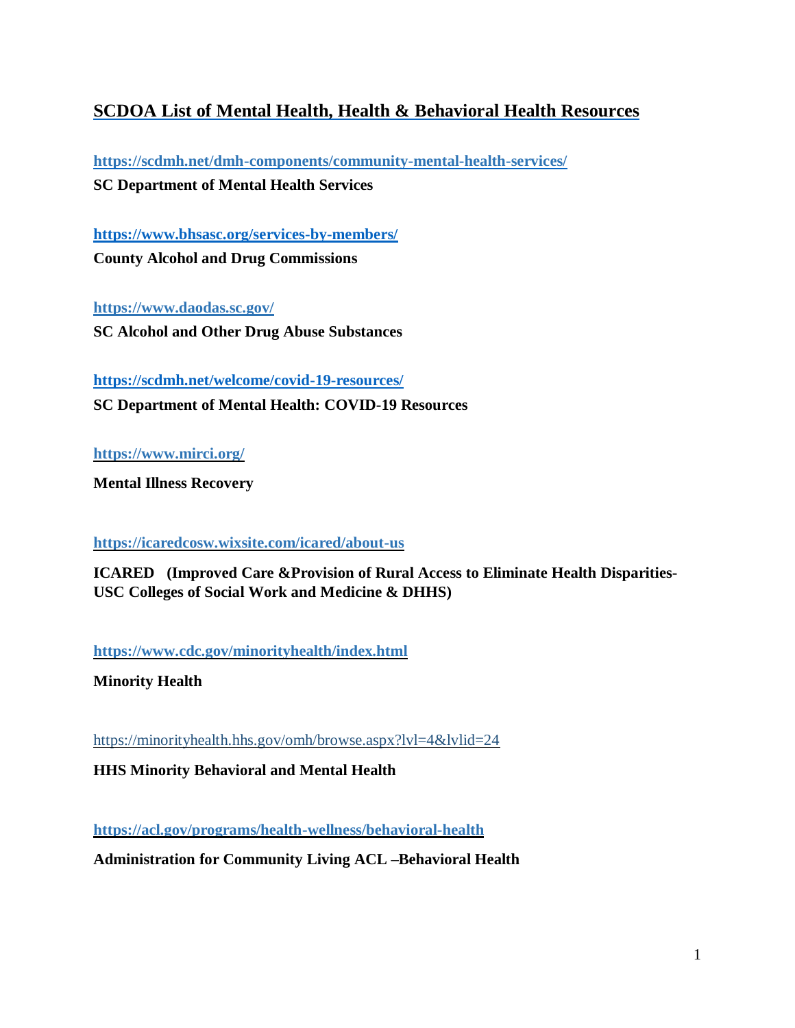## SCDOA List of Mental Health, Health & Behavioral Health Resources

**https://scdmh.net/dmh-components/community-mental-health-services/**

**SC Department of Mental Health Services**

**https://www.bhsasc.org/services-by-members/**

**County Alcohol and Drug Commissions**

**https://www.daodas.sc.gov/**

**SC Alcohol and Other Drug Abuse Substances**

**https://scdmh.net/welcome/covid-19-resources/**

**SC Department of Mental Health: COVID-19 Resources**

**https://www.mirci.org/**

**Mental Illness Recovery**

**https://icaredcosw.wixsite.com/icared/about-us**

**ICARED (Improved Care &Provision of Rural Access to Eliminate Health Disparities- USC Colleges of Social Work and Medicine & DHHS)**

**https://www.cdc.gov/minorityhealth/index.html**

**Minority Health**

https://minorityhealth.hhs.gov/omh/browse.aspx?lvl=4&lvlid=24

**HHS Minority Behavioral and Mental Health**

**https://acl.gov/programs/health-wellness/behavioral-health**

**Administration for Community Living ACL –Behavioral Health**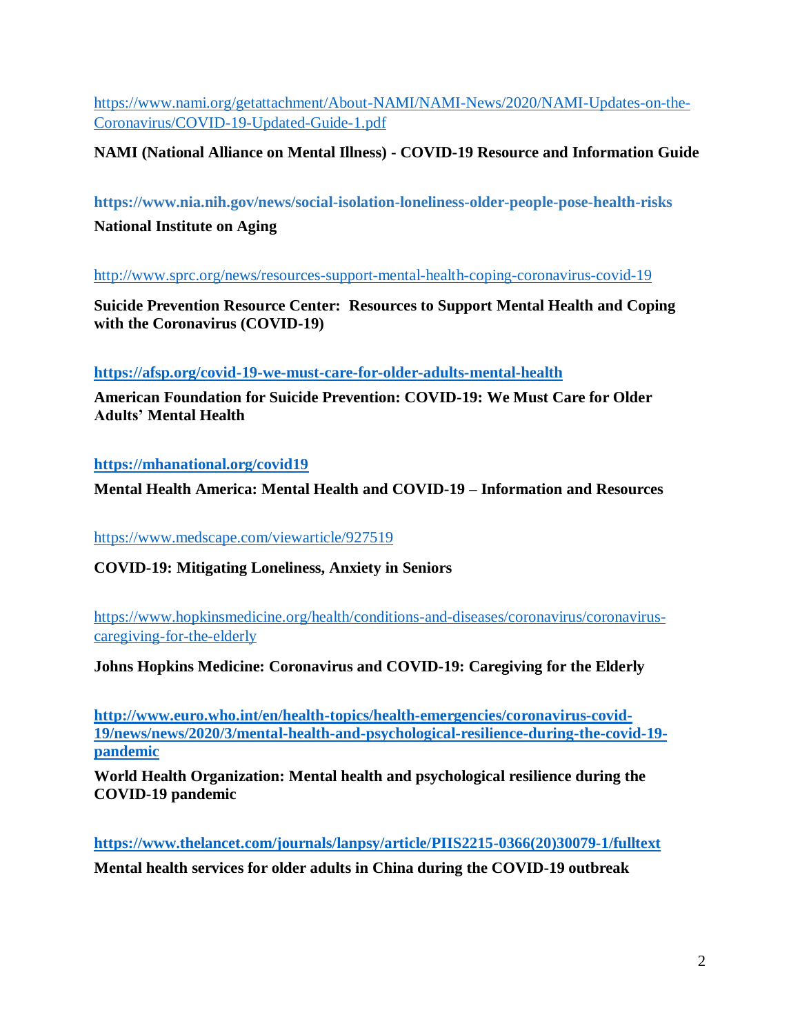https://www.nami.org/getattachment/About-NAMI/NAMI-News/2020/NAMI-Updates-on-the-Coronavirus/COVID-19-Updated-Guide-1.pdf

**NAMI (National Alliance on Mental Illness) - COVID-19 Resource and Information Guide**

**https://www.nia.nih.gov/news/social-isolation-loneliness-older-people-pose-health-risks**

**National Institute on Aging**

http://www.sprc.org/news/resources-support-mental-health-coping-coronavirus-covid-19

**Suicide Prevention Resource Center: Resources to Support Mental Health and Coping with the Coronavirus (COVID-19)**

**https://afsp.org/covid-19-we-must-care-for-older-adults-mental-health**

**American Foundation for Suicide Prevention: COVID-19: We Must Care for Older Adults' Mental Health**

**https://mhanational.org/covid19**

**Mental Health America: Mental Health and COVID-19 – Information and Resources**

https://www.medscape.com/viewarticle/927519

**COVID-19: Mitigating Loneliness, Anxiety in Seniors**

https://www.hopkinsmedicine.org/health/conditions-and-diseases/coronavirus/coronavirus-caregiving-for-the-elderly

**Johns Hopkins Medicine: Coronavirus and COVID-19: Caregiving for the Elderly**

**http://www.euro.who.int/en/health-topics/health-emergencies/coronavirus-covid-19/news/news/2020/3/mental-health-and-psychological-resilience-during-the-covid-19-pandemic**

**World Health Organization: Mental health and psychological resilience during the COVID-19 pandemic**

**https://www.thelancet.com/journals/lanpsy/article/PIIS2215-0366(20)30079-1/fulltext**

**Mental health services for older adults in China during the COVID-19 outbreak**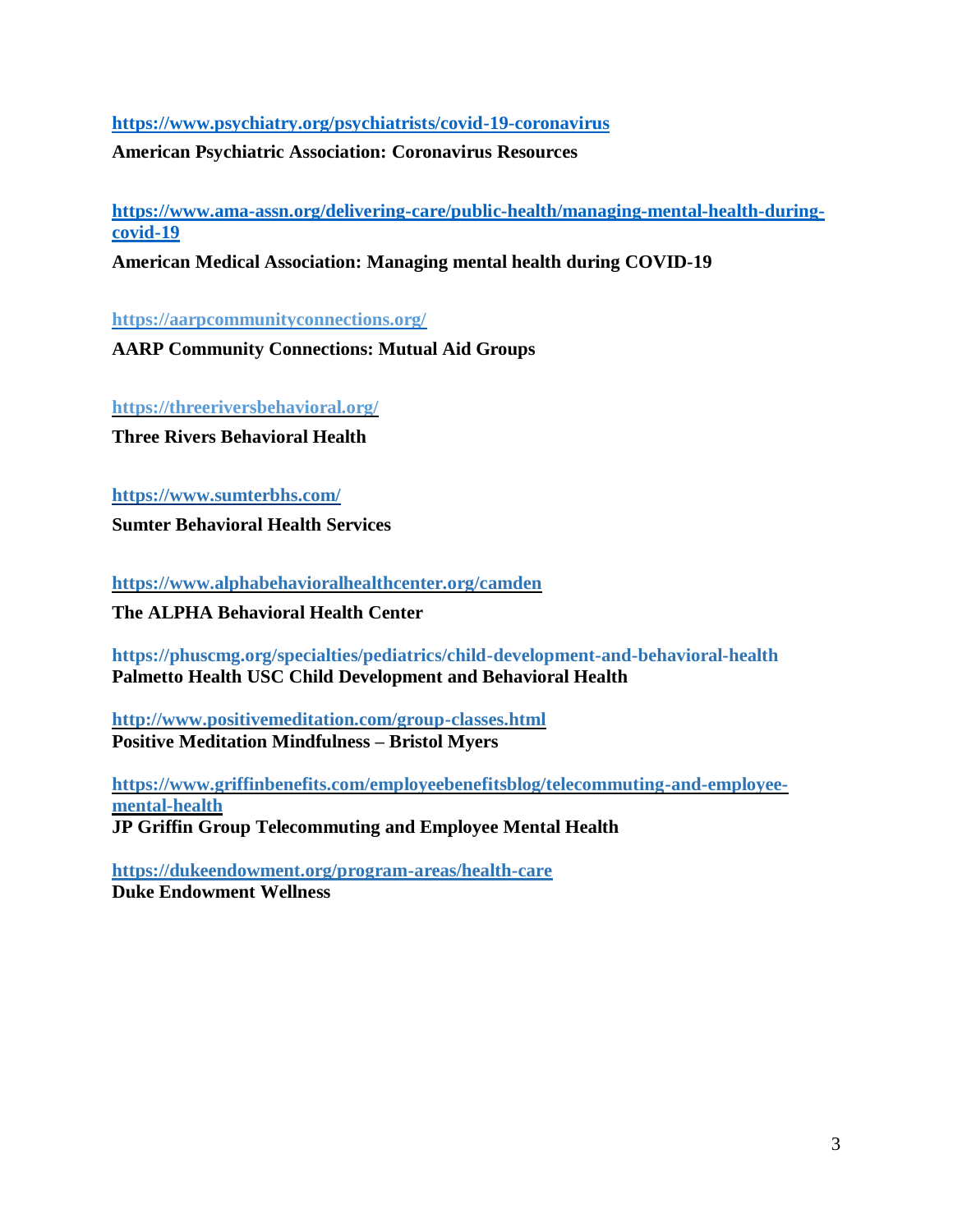**https://www.psychiatry.org/psychiatrists/covid-19-coronavirus**

**American Psychiatric Association: Coronavirus Resources**

**https://www.ama-assn.org/delivering-care/public-health/managing-mental-health-during-covid-19**

**American Medical Association: Managing mental health during COVID-19**

**https://aarpcommunityconnections.org/**

**AARP Community Connections: Mutual Aid Groups**

**https://threeriversbehavioral.org/**

**Three Rivers Behavioral Health**

**https://www.sumterbhs.com/**

**Sumter Behavioral Health Services**

**https://www.alphabehavioralhealthcenter.org/camden**

**The ALPHA Behavioral Health Center**

**https://phuscmg.org/specialties/pediatrics/child-development-and-behavioral-health**
**Palmetto Health USC Child Development and Behavioral Health**

**http://www.positivemeditation.com/group-classes.html**
**Positive Meditation Mindfulness – Bristol Myers**

**https://www.griffinbenefits.com/employeebenefitsblog/telecommuting-and-employee-mental-health**
**JP Griffin Group Telecommuting and Employee Mental Health**

**https://dukeendowment.org/program-areas/health-care**
**Duke Endowment Wellness**